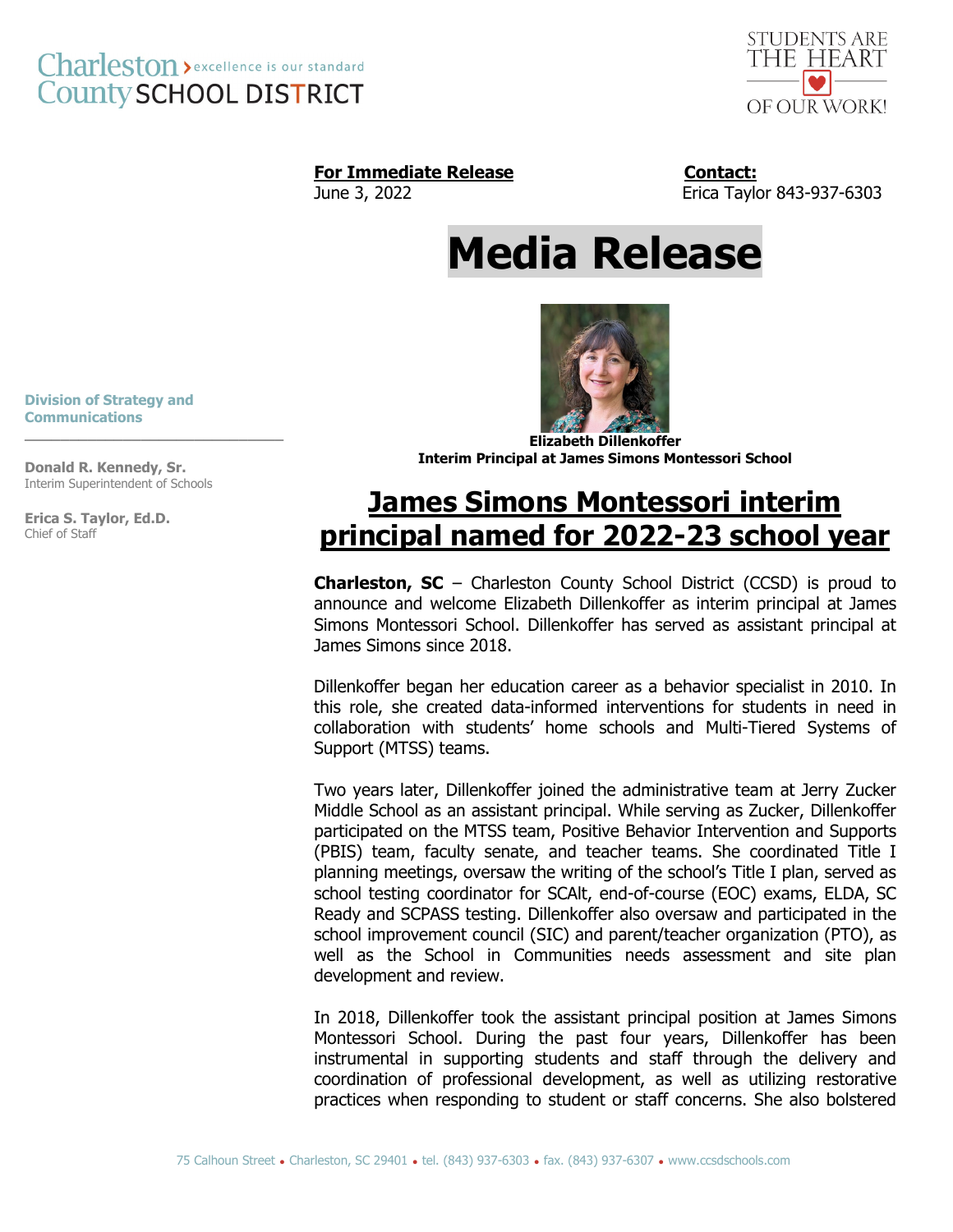Charleston County SCHOOL DISTRICT — excellence is our standard

STUDENTS ARE THE HEART OF OUR WORK!

**For Immediate Release**
June 3, 2022

**Contact:**
Erica Taylor 843-937-6303

# Media Release

**Elizabeth Dillenkoffer**
**Interim Principal at James Simons Montessori School**

**Division of Strategy and Communications**

**Donald R. Kennedy, Sr.**
Interim Superintendent of Schools

**Erica S. Taylor, Ed.D.**
Chief of Staff

## James Simons Montessori interim principal named for 2022-23 school year

**Charleston, SC** – Charleston County School District (CCSD) is proud to announce and welcome Elizabeth Dillenkoffer as interim principal at James Simons Montessori School. Dillenkoffer has served as assistant principal at James Simons since 2018.

Dillenkoffer began her education career as a behavior specialist in 2010. In this role, she created data-informed interventions for students in need in collaboration with students' home schools and Multi-Tiered Systems of Support (MTSS) teams.

Two years later, Dillenkoffer joined the administrative team at Jerry Zucker Middle School as an assistant principal. While serving as Zucker, Dillenkoffer participated on the MTSS team, Positive Behavior Intervention and Supports (PBIS) team, faculty senate, and teacher teams. She coordinated Title I planning meetings, oversaw the writing of the school's Title I plan, served as school testing coordinator for SCAlt, end-of-course (EOC) exams, ELDA, SC Ready and SCPASS testing. Dillenkoffer also oversaw and participated in the school improvement council (SIC) and parent/teacher organization (PTO), as well as the School in Communities needs assessment and site plan development and review.

In 2018, Dillenkoffer took the assistant principal position at James Simons Montessori School. During the past four years, Dillenkoffer has been instrumental in supporting students and staff through the delivery and coordination of professional development, as well as utilizing restorative practices when responding to student or staff concerns. She also bolstered

75 Calhoun Street • Charleston, SC 29401 • tel. (843) 937-6303 • fax. (843) 937-6307 • www.ccsdschools.com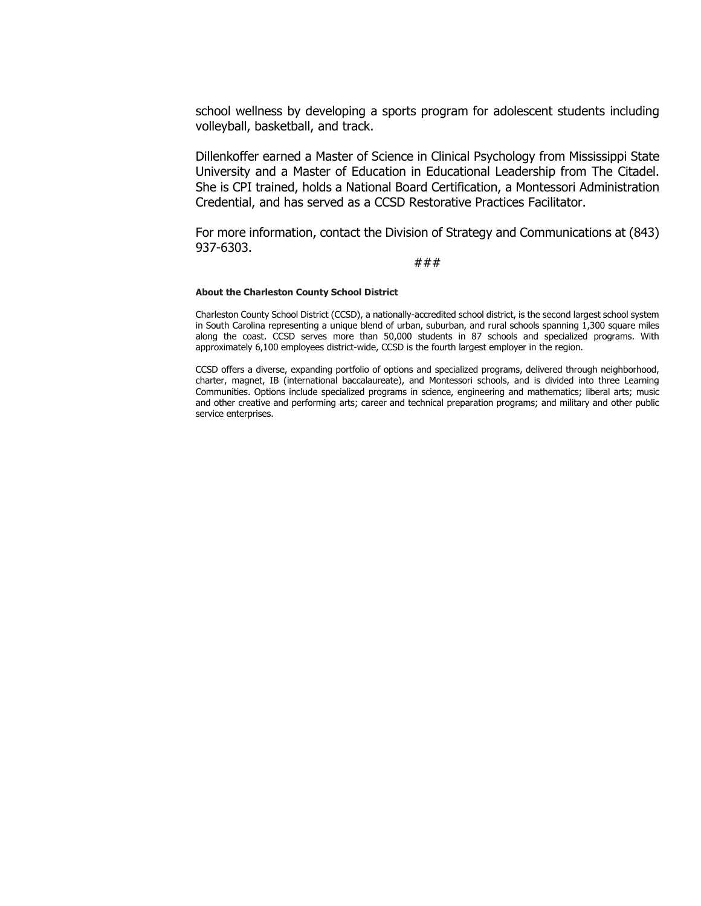school wellness by developing a sports program for adolescent students including volleyball, basketball, and track.

Dillenkoffer earned a Master of Science in Clinical Psychology from Mississippi State University and a Master of Education in Educational Leadership from The Citadel. She is CPI trained, holds a National Board Certification, a Montessori Administration Credential, and has served as a CCSD Restorative Practices Facilitator.

For more information, contact the Division of Strategy and Communications at (843) 937-6303.

###

**About the Charleston County School District**

Charleston County School District (CCSD), a nationally-accredited school district, is the second largest school system in South Carolina representing a unique blend of urban, suburban, and rural schools spanning 1,300 square miles along the coast. CCSD serves more than 50,000 students in 87 schools and specialized programs. With approximately 6,100 employees district-wide, CCSD is the fourth largest employer in the region.

CCSD offers a diverse, expanding portfolio of options and specialized programs, delivered through neighborhood, charter, magnet, IB (international baccalaureate), and Montessori schools, and is divided into three Learning Communities. Options include specialized programs in science, engineering and mathematics; liberal arts; music and other creative and performing arts; career and technical preparation programs; and military and other public service enterprises.